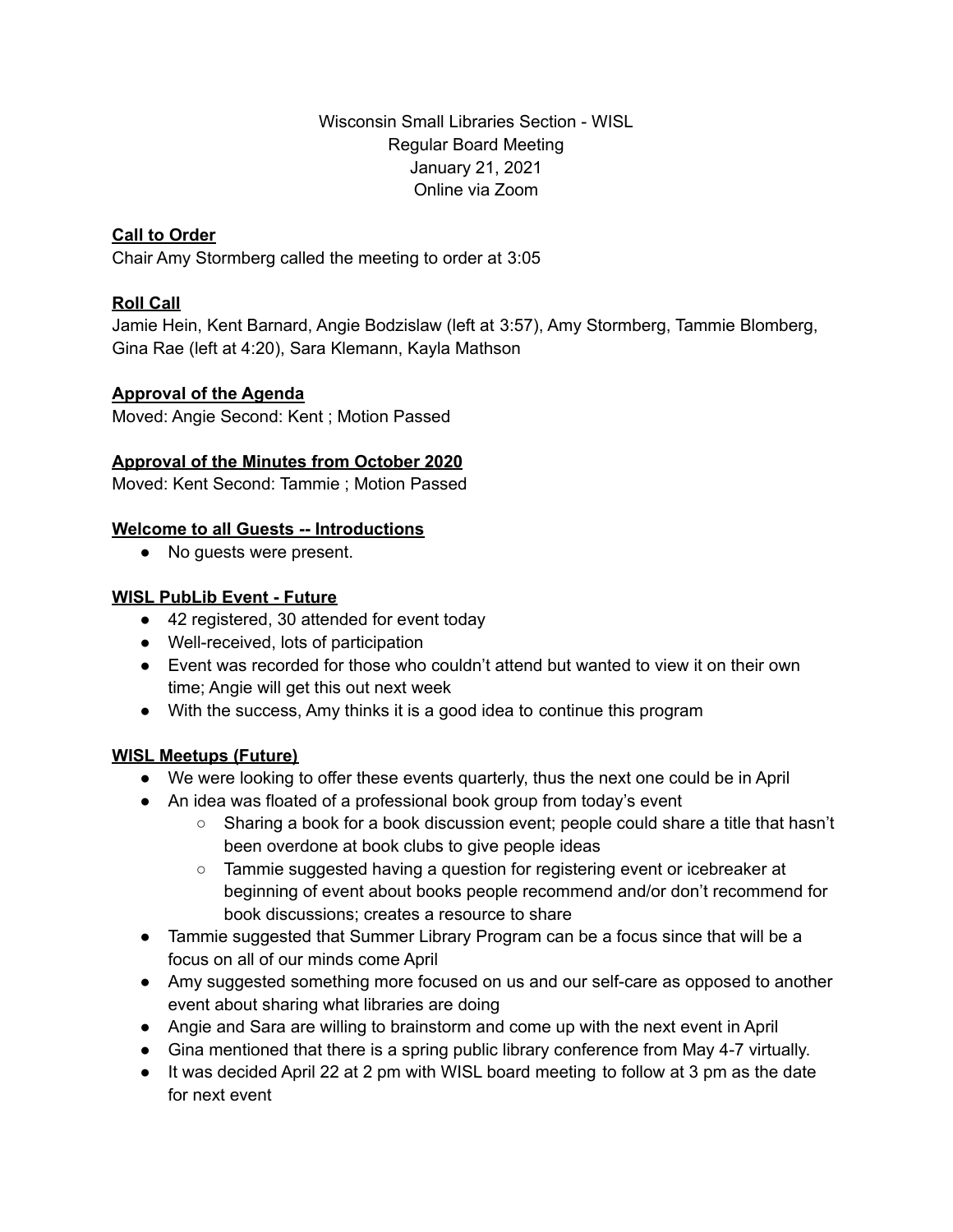Wisconsin Small Libraries Section - WISL
Regular Board Meeting
January 21, 2021
Online via Zoom

**Call to Order**

Chair Amy Stormberg called the meeting to order at 3:05

**Roll Call**

Jamie Hein, Kent Barnard, Angie Bodzislaw (left at 3:57), Amy Stormberg, Tammie Blomberg, Gina Rae (left at 4:20), Sara Klemann, Kayla Mathson

**Approval of the Agenda**

Moved: Angie Second: Kent ; Motion Passed

**Approval of the Minutes from October 2020**

Moved: Kent Second: Tammie ; Motion Passed

**Welcome to all Guests -- Introductions**

- No guests were present.

**WISL PubLib Event - Future**

- 42 registered, 30 attended for event today
- Well-received, lots of participation
- Event was recorded for those who couldn't attend but wanted to view it on their own time; Angie will get this out next week
- With the success, Amy thinks it is a good idea to continue this program

**WISL Meetups (Future)**

- We were looking to offer these events quarterly, thus the next one could be in April
- An idea was floated of a professional book group from today's event
  - Sharing a book for a book discussion event; people could share a title that hasn't been overdone at book clubs to give people ideas
  - Tammie suggested having a question for registering event or icebreaker at beginning of event about books people recommend and/or don't recommend for book discussions; creates a resource to share
- Tammie suggested that Summer Library Program can be a focus since that will be a focus on all of our minds come April
- Amy suggested something more focused on us and our self-care as opposed to another event about sharing what libraries are doing
- Angie and Sara are willing to brainstorm and come up with the next event in April
- Gina mentioned that there is a spring public library conference from May 4-7 virtually.
- It was decided April 22 at 2 pm with WISL board meeting to follow at 3 pm as the date for next event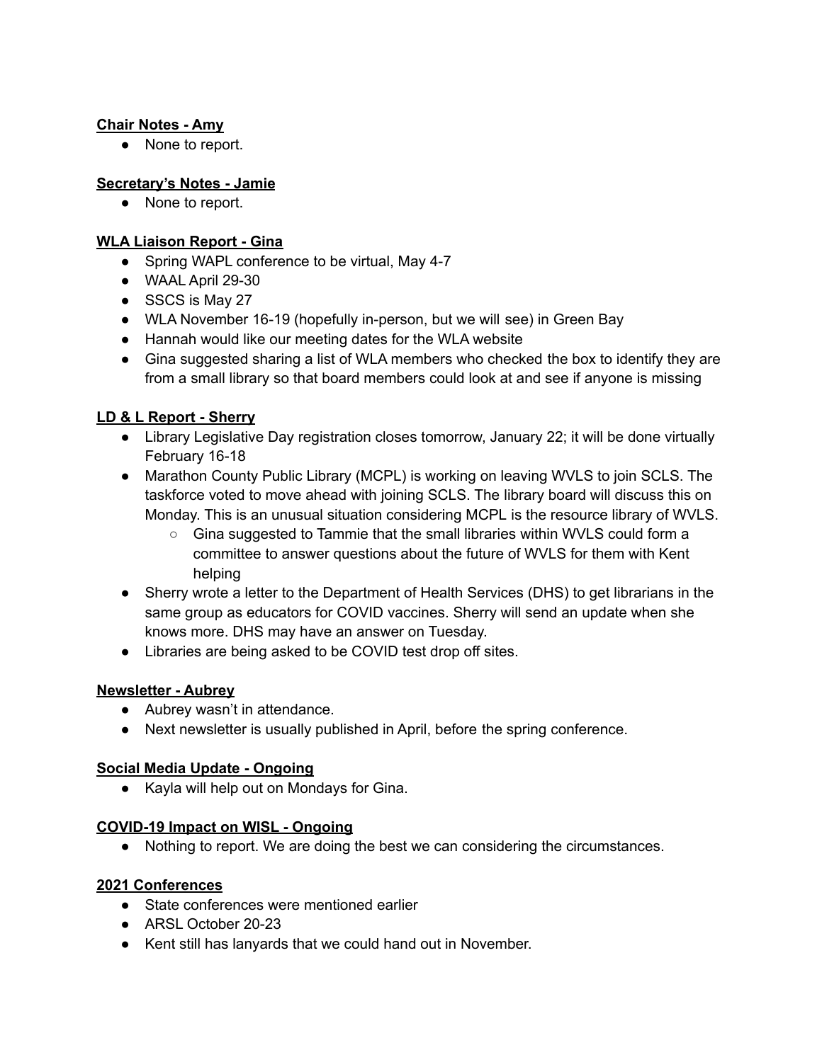**Chair Notes - Amy**

- None to report.

**Secretary's Notes - Jamie**

- None to report.

**WLA Liaison Report - Gina**

- Spring WAPL conference to be virtual, May 4-7
- WAAL April 29-30
- SSCS is May 27
- WLA November 16-19 (hopefully in-person, but we will see) in Green Bay
- Hannah would like our meeting dates for the WLA website
- Gina suggested sharing a list of WLA members who checked the box to identify they are from a small library so that board members could look at and see if anyone is missing

**LD & L Report - Sherry**

- Library Legislative Day registration closes tomorrow, January 22; it will be done virtually February 16-18
- Marathon County Public Library (MCPL) is working on leaving WVLS to join SCLS. The taskforce voted to move ahead with joining SCLS. The library board will discuss this on Monday. This is an unusual situation considering MCPL is the resource library of WVLS.
  - Gina suggested to Tammie that the small libraries within WVLS could form a committee to answer questions about the future of WVLS for them with Kent helping
- Sherry wrote a letter to the Department of Health Services (DHS) to get librarians in the same group as educators for COVID vaccines. Sherry will send an update when she knows more. DHS may have an answer on Tuesday.
- Libraries are being asked to be COVID test drop off sites.

**Newsletter - Aubrey**

- Aubrey wasn't in attendance.
- Next newsletter is usually published in April, before the spring conference.

**Social Media Update - Ongoing**

- Kayla will help out on Mondays for Gina.

**COVID-19 Impact on WISL - Ongoing**

- Nothing to report. We are doing the best we can considering the circumstances.

**2021 Conferences**

- State conferences were mentioned earlier
- ARSL October 20-23
- Kent still has lanyards that we could hand out in November.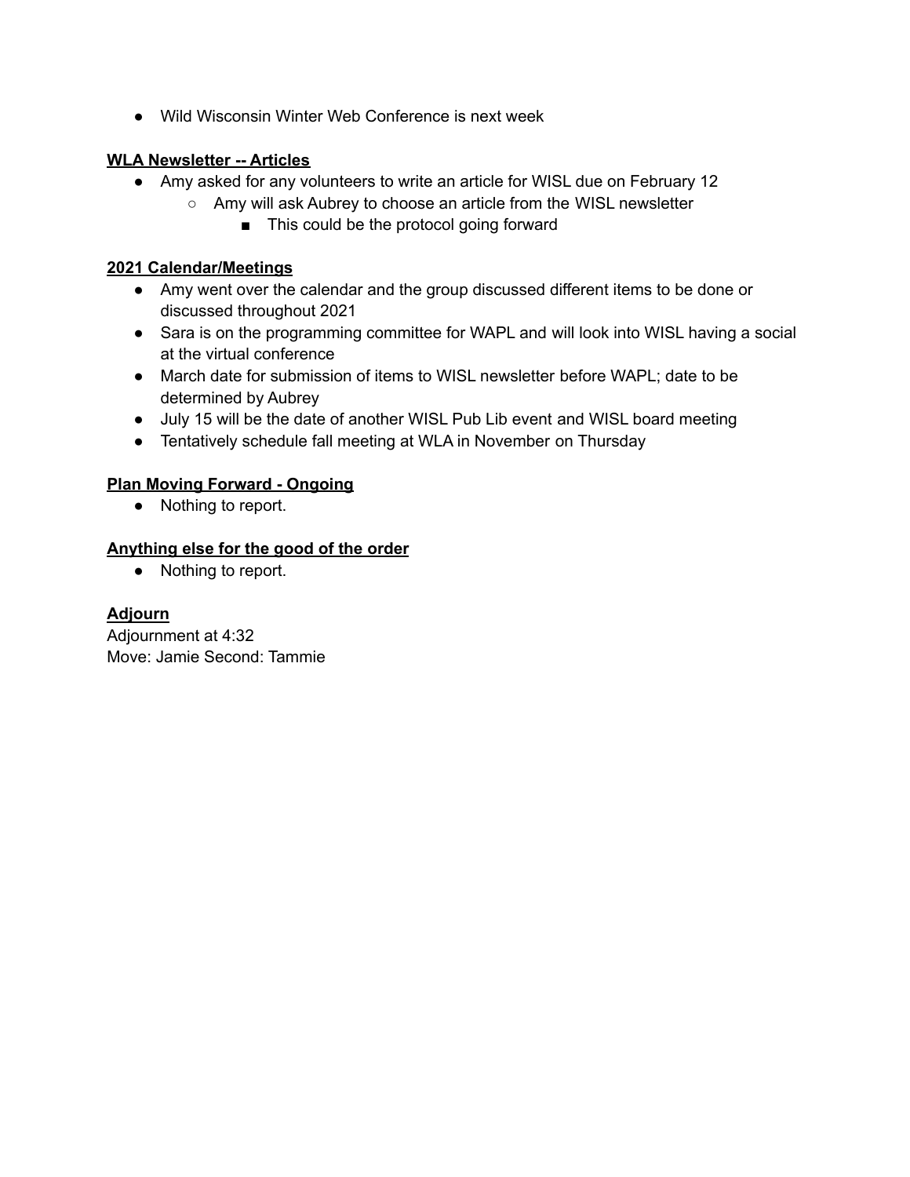- Wild Wisconsin Winter Web Conference is next week

**WLA Newsletter -- Articles**

- Amy asked for any volunteers to write an article for WISL due on February 12
    - Amy will ask Aubrey to choose an article from the WISL newsletter
        - This could be the protocol going forward

**2021 Calendar/Meetings**

- Amy went over the calendar and the group discussed different items to be done or discussed throughout 2021
- Sara is on the programming committee for WAPL and will look into WISL having a social at the virtual conference
- March date for submission of items to WISL newsletter before WAPL; date to be determined by Aubrey
- July 15 will be the date of another WISL Pub Lib event and WISL board meeting
- Tentatively schedule fall meeting at WLA in November on Thursday

**Plan Moving Forward - Ongoing**

- Nothing to report.

**Anything else for the good of the order**

- Nothing to report.

**Adjourn**

Adjournment at 4:32
Move: Jamie Second: Tammie